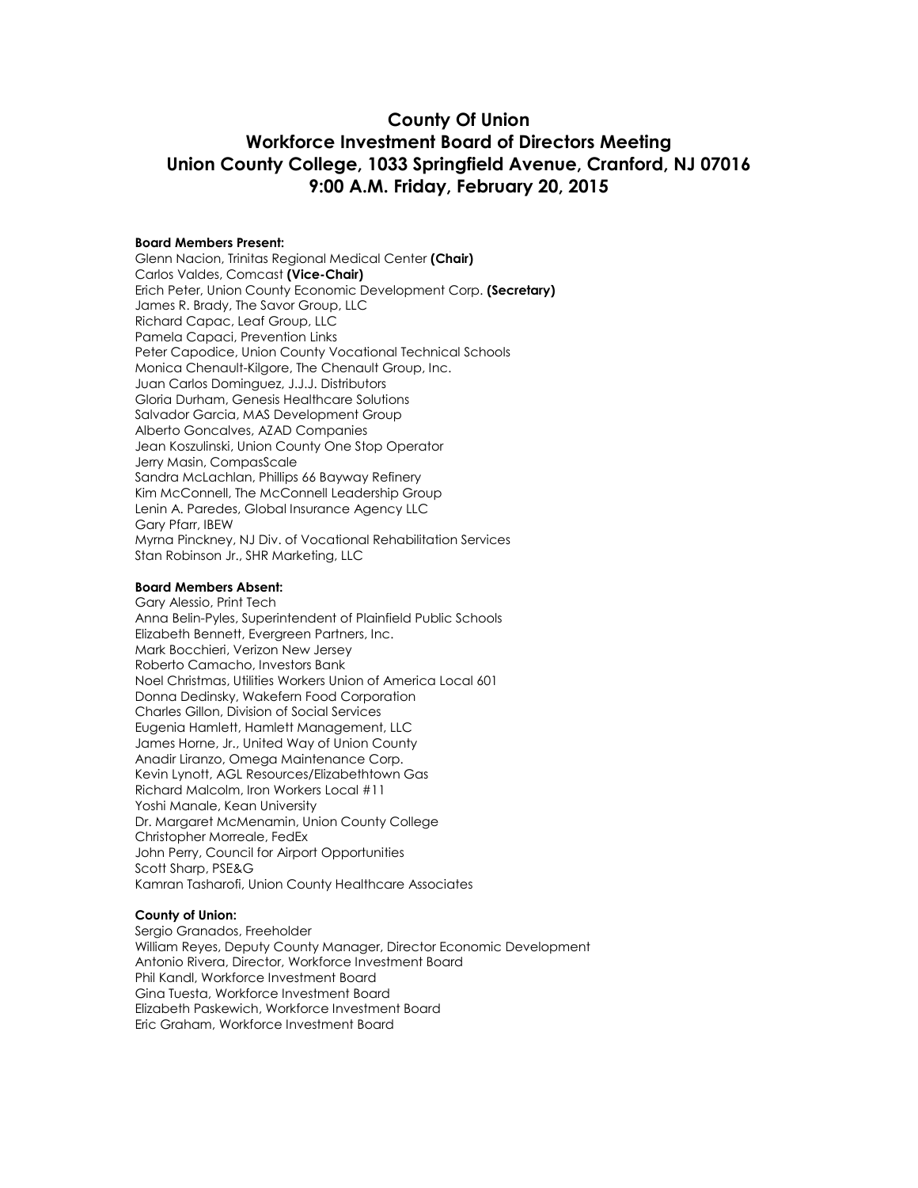# County Of Union
# Workforce Investment Board of Directors Meeting
# Union County College, 1033 Springfield Avenue, Cranford, NJ 07016
# 9:00 A.M. Friday, February 20, 2015

**Board Members Present:**
Glenn Nacion, Trinitas Regional Medical Center **(Chair)**
Carlos Valdes, Comcast **(Vice-Chair)**
Erich Peter, Union County Economic Development Corp. **(Secretary)**
James R. Brady, The Savor Group, LLC
Richard Capac, Leaf Group, LLC
Pamela Capaci, Prevention Links
Peter Capodice, Union County Vocational Technical Schools
Monica Chenault-Kilgore, The Chenault Group, Inc.
Juan Carlos Dominguez, J.J.J. Distributors
Gloria Durham, Genesis Healthcare Solutions
Salvador Garcia, MAS Development Group
Alberto Goncalves, AZAD Companies
Jean Koszulinski, Union County One Stop Operator
Jerry Masin, CompasScale
Sandra McLachlan, Phillips 66 Bayway Refinery
Kim McConnell, The McConnell Leadership Group
Lenin A. Paredes, Global Insurance Agency LLC
Gary Pfarr, IBEW
Myrna Pinckney, NJ Div. of Vocational Rehabilitation Services
Stan Robinson Jr., SHR Marketing, LLC

**Board Members Absent:**
Gary Alessio, Print Tech
Anna Belin-Pyles, Superintendent of Plainfield Public Schools
Elizabeth Bennett, Evergreen Partners, Inc.
Mark Bocchieri, Verizon New Jersey
Roberto Camacho, Investors Bank
Noel Christmas, Utilities Workers Union of America Local 601
Donna Dedinsky, Wakefern Food Corporation
Charles Gillon, Division of Social Services
Eugenia Hamlett, Hamlett Management, LLC
James Horne, Jr., United Way of Union County
Anadir Liranzo, Omega Maintenance Corp.
Kevin Lynott, AGL Resources/Elizabethtown Gas
Richard Malcolm, Iron Workers Local #11
Yoshi Manale, Kean University
Dr. Margaret McMenamin, Union County College
Christopher Morreale, FedEx
John Perry, Council for Airport Opportunities
Scott Sharp, PSE&G
Kamran Tasharofi, Union County Healthcare Associates

**County of Union:**
Sergio Granados, Freeholder
William Reyes, Deputy County Manager, Director Economic Development
Antonio Rivera, Director, Workforce Investment Board
Phil Kandl, Workforce Investment Board
Gina Tuesta, Workforce Investment Board
Elizabeth Paskewich, Workforce Investment Board
Eric Graham, Workforce Investment Board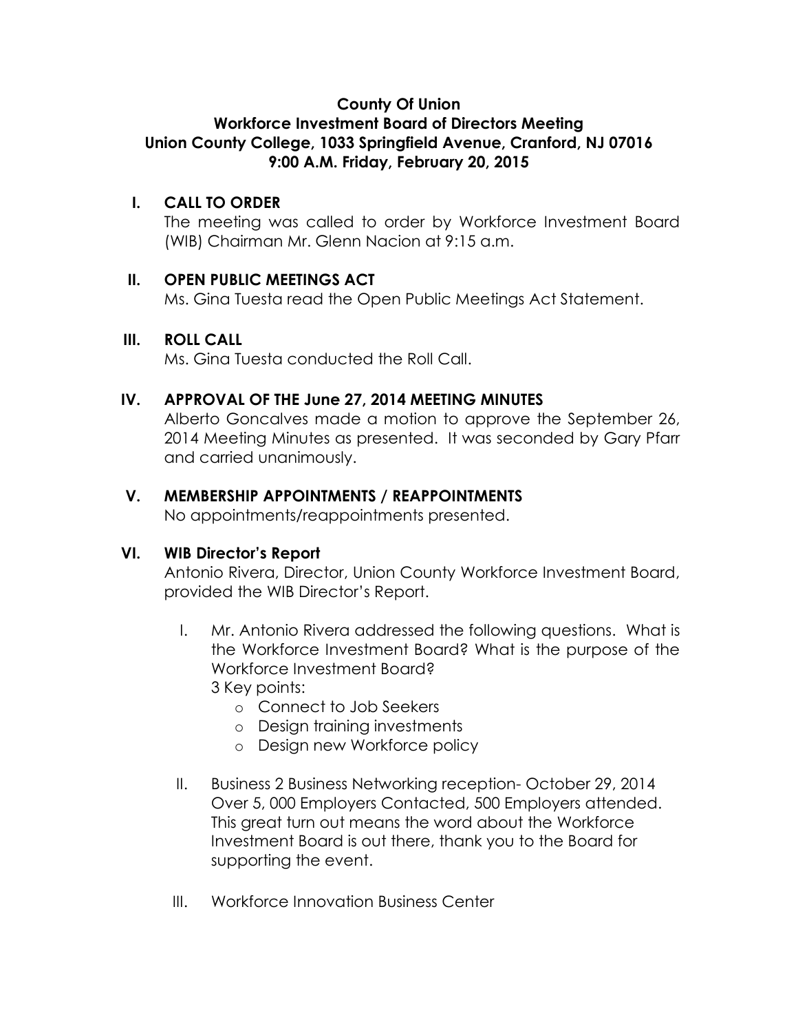**County Of Union**
**Workforce Investment Board of Directors Meeting**
**Union County College, 1033 Springfield Avenue, Cranford, NJ 07016**
**9:00 A.M. Friday, February 20, 2015**

## I. CALL TO ORDER

The meeting was called to order by Workforce Investment Board (WIB) Chairman Mr. Glenn Nacion at 9:15 a.m.

## II. OPEN PUBLIC MEETINGS ACT

Ms. Gina Tuesta read the Open Public Meetings Act Statement.

## III. ROLL CALL

Ms. Gina Tuesta conducted the Roll Call.

## IV. APPROVAL OF THE June 27, 2014 MEETING MINUTES

Alberto Goncalves made a motion to approve the September 26, 2014 Meeting Minutes as presented. It was seconded by Gary Pfarr and carried unanimously.

## V. MEMBERSHIP APPOINTMENTS / REAPPOINTMENTS

No appointments/reappointments presented.

## VI. WIB Director's Report

Antonio Rivera, Director, Union County Workforce Investment Board, provided the WIB Director's Report.

I. Mr. Antonio Rivera addressed the following questions. What is the Workforce Investment Board? What is the purpose of the Workforce Investment Board?
   3 Key points:
   - Connect to Job Seekers
   - Design training investments
   - Design new Workforce policy

II. Business 2 Business Networking reception- October 29, 2014
   Over 5, 000 Employers Contacted, 500 Employers attended. This great turn out means the word about the Workforce Investment Board is out there, thank you to the Board for supporting the event.

III. Workforce Innovation Business Center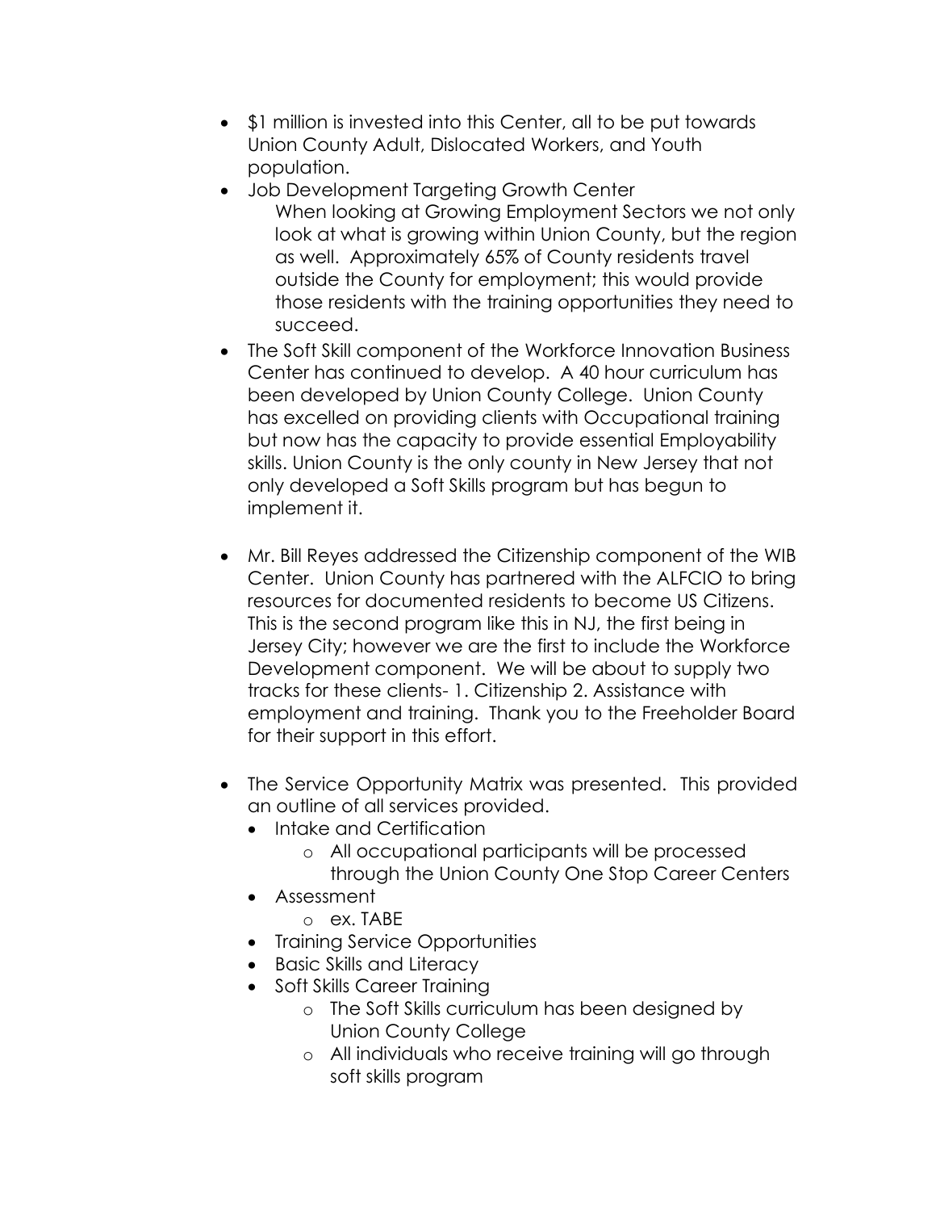- $1 million is invested into this Center, all to be put towards Union County Adult, Dislocated Workers, and Youth population.
- Job Development Targeting Growth Center
  When looking at Growing Employment Sectors we not only look at what is growing within Union County, but the region as well. Approximately 65% of County residents travel outside the County for employment; this would provide those residents with the training opportunities they need to succeed.
- The Soft Skill component of the Workforce Innovation Business Center has continued to develop. A 40 hour curriculum has been developed by Union County College. Union County has excelled on providing clients with Occupational training but now has the capacity to provide essential Employability skills. Union County is the only county in New Jersey that not only developed a Soft Skills program but has begun to implement it.

- Mr. Bill Reyes addressed the Citizenship component of the WIB Center. Union County has partnered with the ALFCIO to bring resources for documented residents to become US Citizens. This is the second program like this in NJ, the first being in Jersey City; however we are the first to include the Workforce Development component. We will be about to supply two tracks for these clients- 1. Citizenship 2. Assistance with employment and training. Thank you to the Freeholder Board for their support in this effort.

- The Service Opportunity Matrix was presented. This provided an outline of all services provided.
  - Intake and Certification
    - All occupational participants will be processed through the Union County One Stop Career Centers
  - Assessment
    - ex. TABE
  - Training Service Opportunities
  - Basic Skills and Literacy
  - Soft Skills Career Training
    - The Soft Skills curriculum has been designed by Union County College
    - All individuals who receive training will go through soft skills program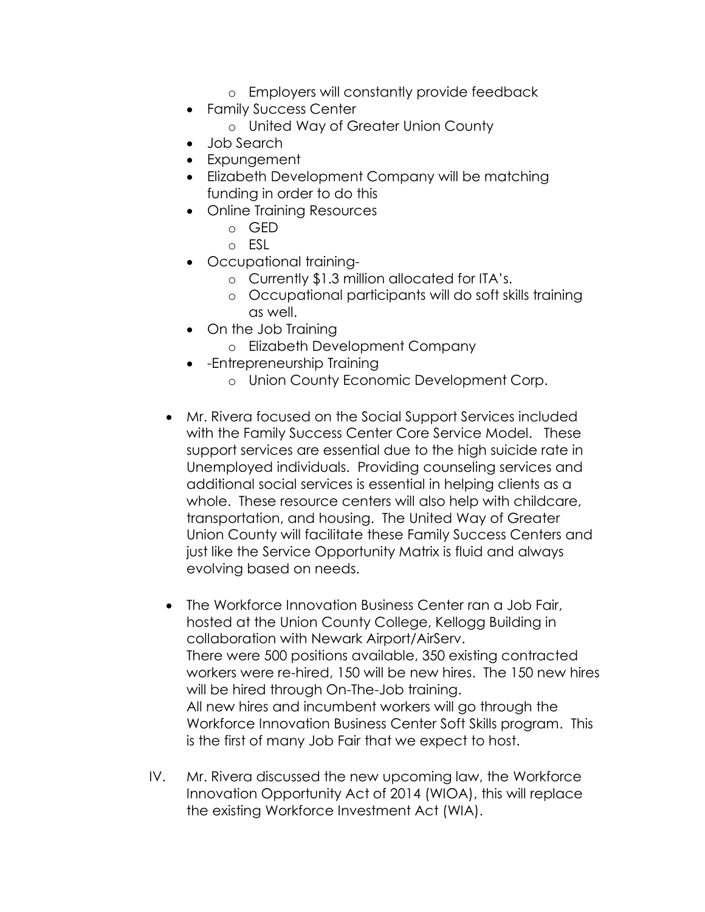- Employers will constantly provide feedback
  - Family Success Center
    - United Way of Greater Union County
  - Job Search
  - Expungement
  - Elizabeth Development Company will be matching funding in order to do this
  - Online Training Resources
    - GED
    - ESL
  - Occupational training-
    - Currently $1.3 million allocated for ITA's.
    - Occupational participants will do soft skills training as well.
  - On the Job Training
    - Elizabeth Development Company
  - -Entrepreneurship Training
    - Union County Economic Development Corp.

- Mr. Rivera focused on the Social Support Services included with the Family Success Center Core Service Model. These support services are essential due to the high suicide rate in Unemployed individuals. Providing counseling services and additional social services is essential in helping clients as a whole. These resource centers will also help with childcare, transportation, and housing. The United Way of Greater Union County will facilitate these Family Success Centers and just like the Service Opportunity Matrix is fluid and always evolving based on needs.

- The Workforce Innovation Business Center ran a Job Fair, hosted at the Union County College, Kellogg Building in collaboration with Newark Airport/AirServ.
  There were 500 positions available, 350 existing contracted workers were re-hired, 150 will be new hires. The 150 new hires will be hired through On-The-Job training.
  All new hires and incumbent workers will go through the Workforce Innovation Business Center Soft Skills program. This is the first of many Job Fair that we expect to host.

IV. Mr. Rivera discussed the new upcoming law, the Workforce Innovation Opportunity Act of 2014 (WIOA), this will replace the existing Workforce Investment Act (WIA).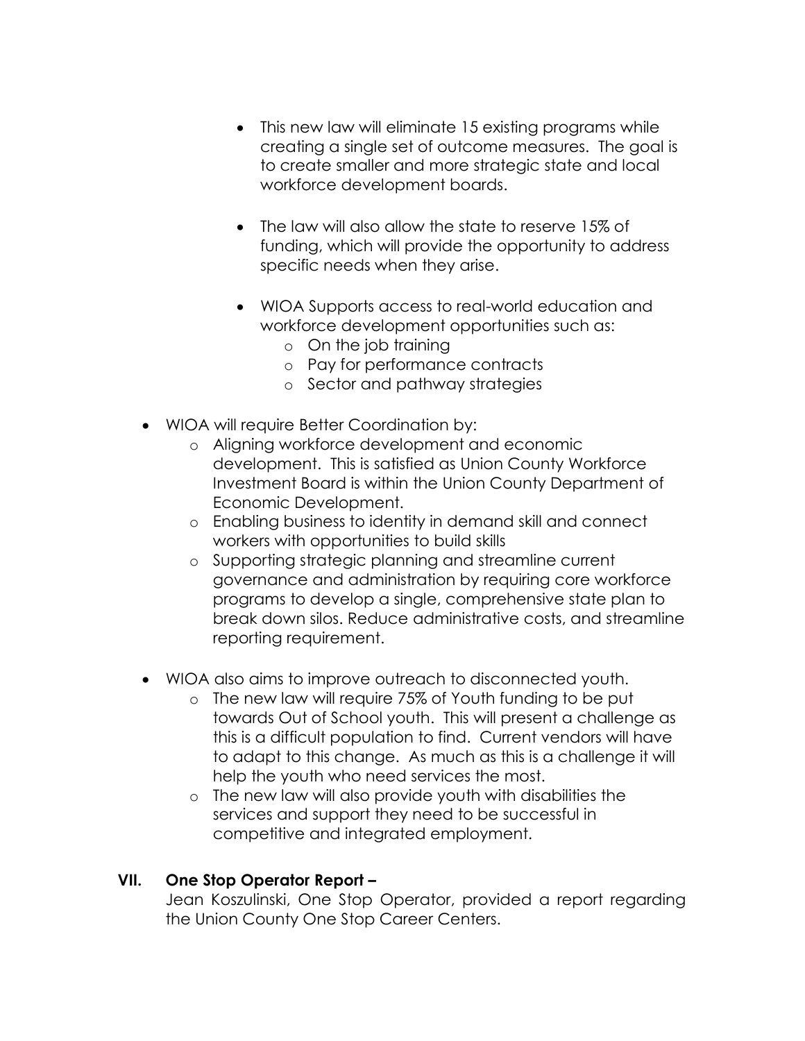- This new law will eliminate 15 existing programs while creating a single set of outcome measures. The goal is to create smaller and more strategic state and local workforce development boards.
    - The law will also allow the state to reserve 15% of funding, which will provide the opportunity to address specific needs when they arise.
    - WIOA Supports access to real-world education and workforce development opportunities such as:
        - On the job training
        - Pay for performance contracts
        - Sector and pathway strategies

- WIOA will require Better Coordination by:
    - Aligning workforce development and economic development. This is satisfied as Union County Workforce Investment Board is within the Union County Department of Economic Development.
    - Enabling business to identity in demand skill and connect workers with opportunities to build skills
    - Supporting strategic planning and streamline current governance and administration by requiring core workforce programs to develop a single, comprehensive state plan to break down silos. Reduce administrative costs, and streamline reporting requirement.

- WIOA also aims to improve outreach to disconnected youth.
    - The new law will require 75% of Youth funding to be put towards Out of School youth. This will present a challenge as this is a difficult population to find. Current vendors will have to adapt to this change. As much as this is a challenge it will help the youth who need services the most.
    - The new law will also provide youth with disabilities the services and support they need to be successful in competitive and integrated employment.

## VII. One Stop Operator Report –

Jean Koszulinski, One Stop Operator, provided a report regarding the Union County One Stop Career Centers.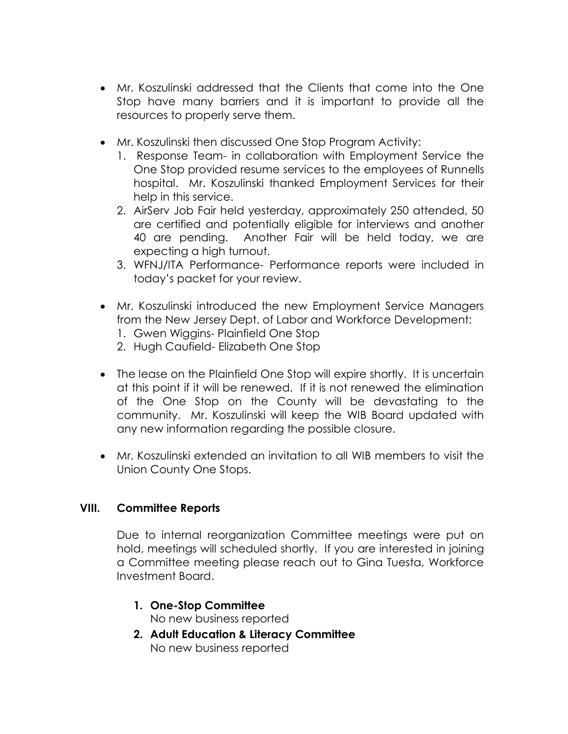- Mr. Koszulinski addressed that the Clients that come into the One Stop have many barriers and it is important to provide all the resources to properly serve them.

- Mr. Koszulinski then discussed One Stop Program Activity:
  1. Response Team- in collaboration with Employment Service the One Stop provided resume services to the employees of Runnells hospital. Mr. Koszulinski thanked Employment Services for their help in this service.
  2. AirServ Job Fair held yesterday, approximately 250 attended, 50 are certified and potentially eligible for interviews and another 40 are pending. Another Fair will be held today, we are expecting a high turnout.
  3. WFNJ/ITA Performance- Performance reports were included in today's packet for your review.

- Mr. Koszulinski introduced the new Employment Service Managers from the New Jersey Dept. of Labor and Workforce Development:
  1. Gwen Wiggins- Plainfield One Stop
  2. Hugh Caufield- Elizabeth One Stop

- The lease on the Plainfield One Stop will expire shortly. It is uncertain at this point if it will be renewed. If it is not renewed the elimination of the One Stop on the County will be devastating to the community. Mr. Koszulinski will keep the WIB Board updated with any new information regarding the possible closure.

- Mr. Koszulinski extended an invitation to all WIB members to visit the Union County One Stops.

## VIII. Committee Reports

Due to internal reorganization Committee meetings were put on hold, meetings will scheduled shortly. If you are interested in joining a Committee meeting please reach out to Gina Tuesta, Workforce Investment Board.

1. **One-Stop Committee**
   No new business reported
2. **Adult Education & Literacy Committee**
   No new business reported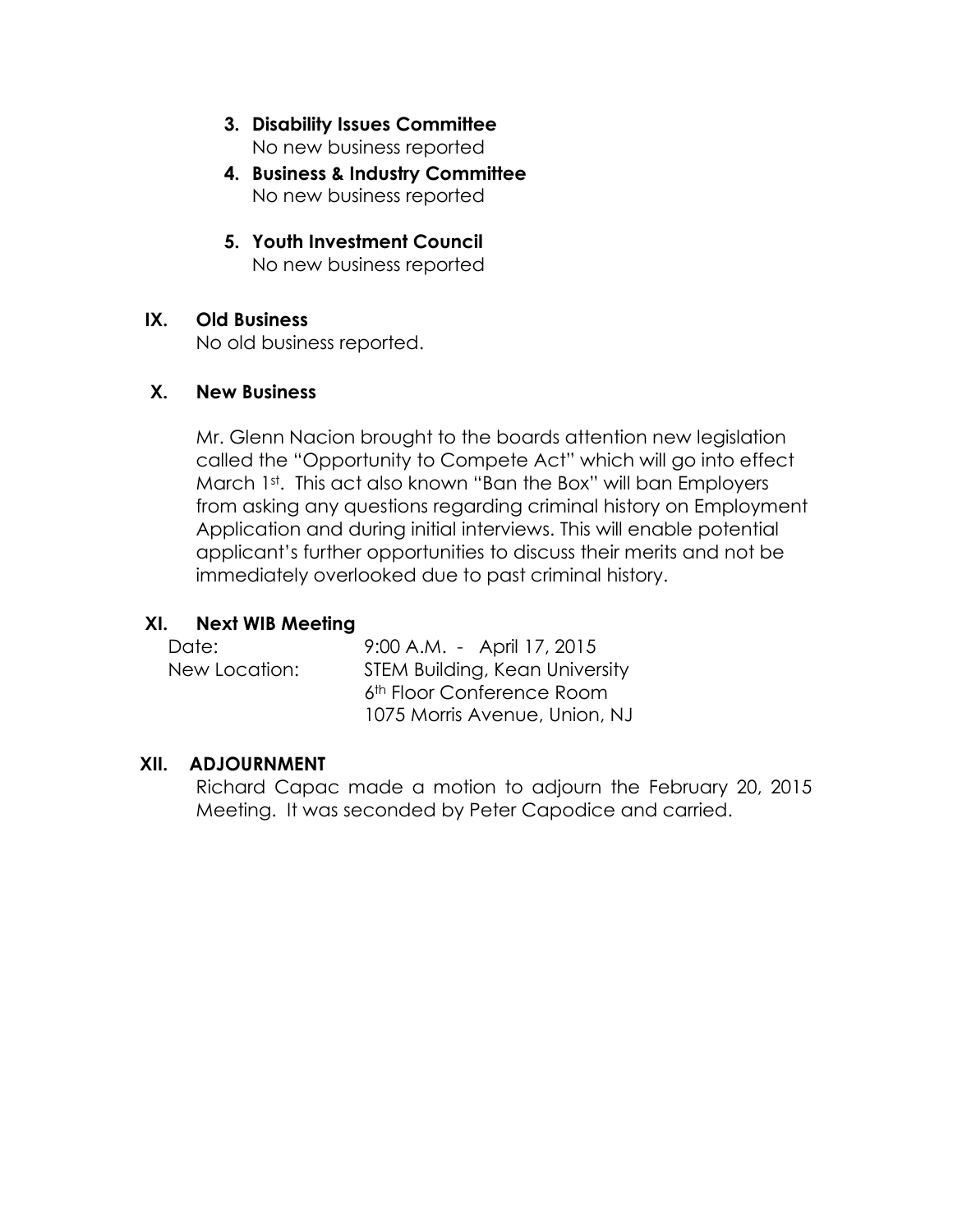3. **Disability Issues Committee**
   No new business reported
4. **Business & Industry Committee**
   No new business reported
5. **Youth Investment Council**
   No new business reported

## IX. Old Business

No old business reported.

## X. New Business

Mr. Glenn Nacion brought to the boards attention new legislation called the "Opportunity to Compete Act" which will go into effect March 1st. This act also known "Ban the Box" will ban Employers from asking any questions regarding criminal history on Employment Application and during initial interviews. This will enable potential applicant's further opportunities to discuss their merits and not be immediately overlooked due to past criminal history.

## XI. Next WIB Meeting

| | |
|---|---|
| Date: | 9:00 A.M. - April 17, 2015 |
| New Location: | STEM Building, Kean University<br>6th Floor Conference Room<br>1075 Morris Avenue, Union, NJ |

## XII. ADJOURNMENT

Richard Capac made a motion to adjourn the February 20, 2015 Meeting. It was seconded by Peter Capodice and carried.